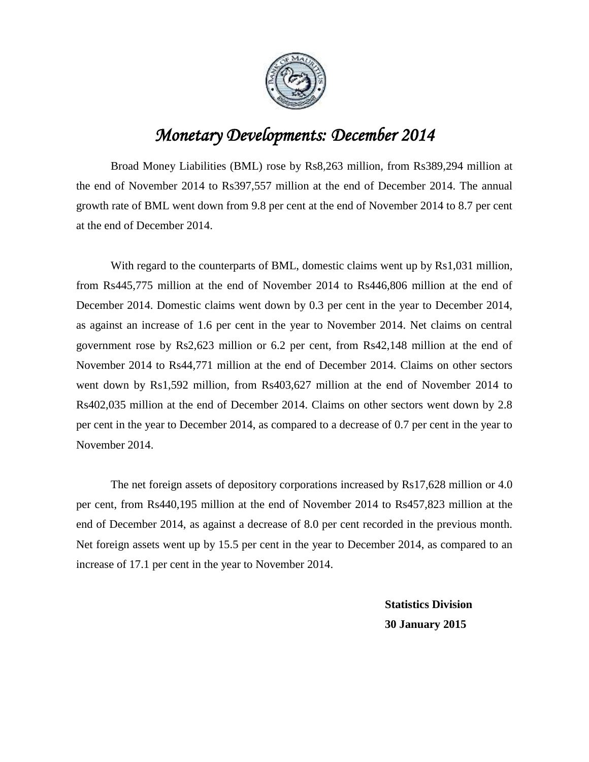# *Monetary Developments: December 2014*

Broad Money Liabilities (BML) rose by Rs8,263 million, from Rs389,294 million at the end of November 2014 to Rs397,557 million at the end of December 2014. The annual growth rate of BML went down from 9.8 per cent at the end of November 2014 to 8.7 per cent at the end of December 2014.

With regard to the counterparts of BML, domestic claims went up by Rs1,031 million, from Rs445,775 million at the end of November 2014 to Rs446,806 million at the end of December 2014. Domestic claims went down by 0.3 per cent in the year to December 2014, as against an increase of 1.6 per cent in the year to November 2014. Net claims on central government rose by Rs2,623 million or 6.2 per cent, from Rs42,148 million at the end of November 2014 to Rs44,771 million at the end of December 2014. Claims on other sectors went down by Rs1,592 million, from Rs403,627 million at the end of November 2014 to Rs402,035 million at the end of December 2014. Claims on other sectors went down by 2.8 per cent in the year to December 2014, as compared to a decrease of 0.7 per cent in the year to November 2014.

The net foreign assets of depository corporations increased by Rs17,628 million or 4.0 per cent, from Rs440,195 million at the end of November 2014 to Rs457,823 million at the end of December 2014, as against a decrease of 8.0 per cent recorded in the previous month. Net foreign assets went up by 15.5 per cent in the year to December 2014, as compared to an increase of 17.1 per cent in the year to November 2014.

**Statistics Division**
**30 January 2015**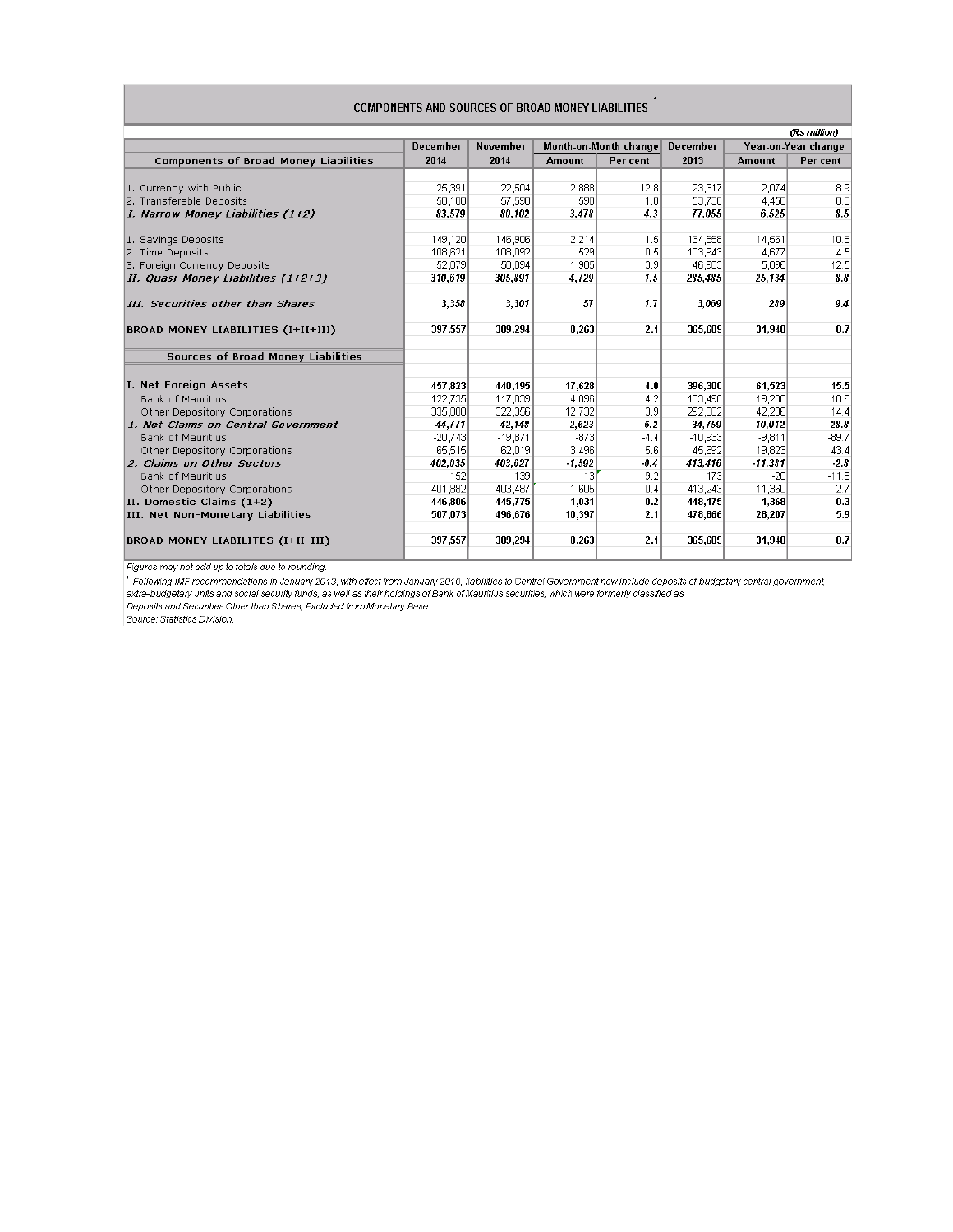## COMPONENTS AND SOURCES OF BROAD MONEY LIABILITIES [1]

(Rs million)

| Components of Broad Money Liabilities | December 2014 | November 2014 | Month-on-Month change Amount | Month-on-Month change Per cent | December 2013 | Year-on-Year change Amount | Year-on-Year change Per cent |
|---|---|---|---|---|---|---|---|
| 1. Currency with Public | 25,391 | 22,504 | 2,888 | 12.8 | 23,317 | 2,074 | 8.9 |
| 2. Transferable Deposits | 58,188 | 57,598 | 590 | 1.0 | 53,738 | 4,450 | 8.3 |
| *I. Narrow Money Liabilities (1+2)* | ***83,579*** | ***80,102*** | ***3,478*** | ***4.3*** | ***77,055*** | ***6,525*** | ***8.5*** |
| 1. Savings Deposits | 149,120 | 146,906 | 2,214 | 1.5 | 134,558 | 14,561 | 10.8 |
| 2. Time Deposits | 108,621 | 108,092 | 529 | 0.5 | 103,943 | 4,677 | 4.5 |
| 3. Foreign Currency Deposits | 52,879 | 50,894 | 1,985 | 3.9 | 46,983 | 5,896 | 12.5 |
| *II. Quasi-Money Liabilities (1+2+3)* | ***310,619*** | ***305,891*** | ***4,729*** | ***1.5*** | ***285,485*** | ***25,134*** | ***8.8*** |
| *III. Securities other than Shares* | ***3,358*** | ***3,301*** | ***57*** | ***1.7*** | ***3,069*** | ***289*** | ***9.4*** |
| **BROAD MONEY LIABILITIES (I+II+III)** | **397,557** | **389,294** | **8,263** | **2.1** | **365,609** | **31,948** | **8.7** |
| **Sources of Broad Money Liabilities** | | | | | | | |
| **I. Net Foreign Assets** | **457,823** | **440,195** | **17,628** | **4.0** | **396,300** | **61,523** | **15.5** |
| Bank of Mauritius | 122,735 | 117,839 | 4,896 | 4.2 | 103,498 | 19,238 | 18.6 |
| Other Depository Corporations | 335,088 | 322,356 | 12,732 | 3.9 | 292,802 | 42,286 | 14.4 |
| *1. Net Claims on Central Government* | ***44,771*** | ***42,148*** | ***2,623*** | ***6.2*** | ***34,759*** | ***10,012*** | ***28.8*** |
| Bank of Mauritius | -20,743 | -19,871 | -873 | -4.4 | -10,933 | -9,811 | -89.7 |
| Other Depository Corporations | 65,515 | 62,019 | 3,496 | 5.6 | 45,692 | 19,823 | 43.4 |
| *2. Claims on Other Sectors* | ***402,035*** | ***403,627*** | ***-1,592*** | ***-0.4*** | ***413,416*** | ***-11,381*** | ***-2.8*** |
| Bank of Mauritius | 152 | 139 | 13 | 9.2 | 173 | -20 | -11.8 |
| Other Depository Corporations | 401,882 | 403,487 | -1,605 | -0.4 | 413,243 | -11,360 | -2.7 |
| **II. Domestic Claims (1+2)** | **446,806** | **445,775** | **1,031** | **0.2** | **448,175** | **-1,368** | **-0.3** |
| **III. Net Non-Monetary Liabilities** | **507,073** | **496,676** | **10,397** | **2.1** | **478,866** | **28,207** | **5.9** |
| **BROAD MONEY LIABILITES (I+II-III)** | **397,557** | **389,294** | **8,263** | **2.1** | **365,609** | **31,948** | **8.7** |

*Figures may not add up to totals due to rounding.*

[1] *Following IMF recommendations in January 2013, with effect from January 2010, liabilities to Central Government now include deposits of budgetary central government, extra-budgetary units and social security funds, as well as their holdings of Bank of Mauritius securities, which were formerly classified as Deposits and Securities Other than Shares, Excluded from Monetary Base.*

*Source: Statistics Division.*